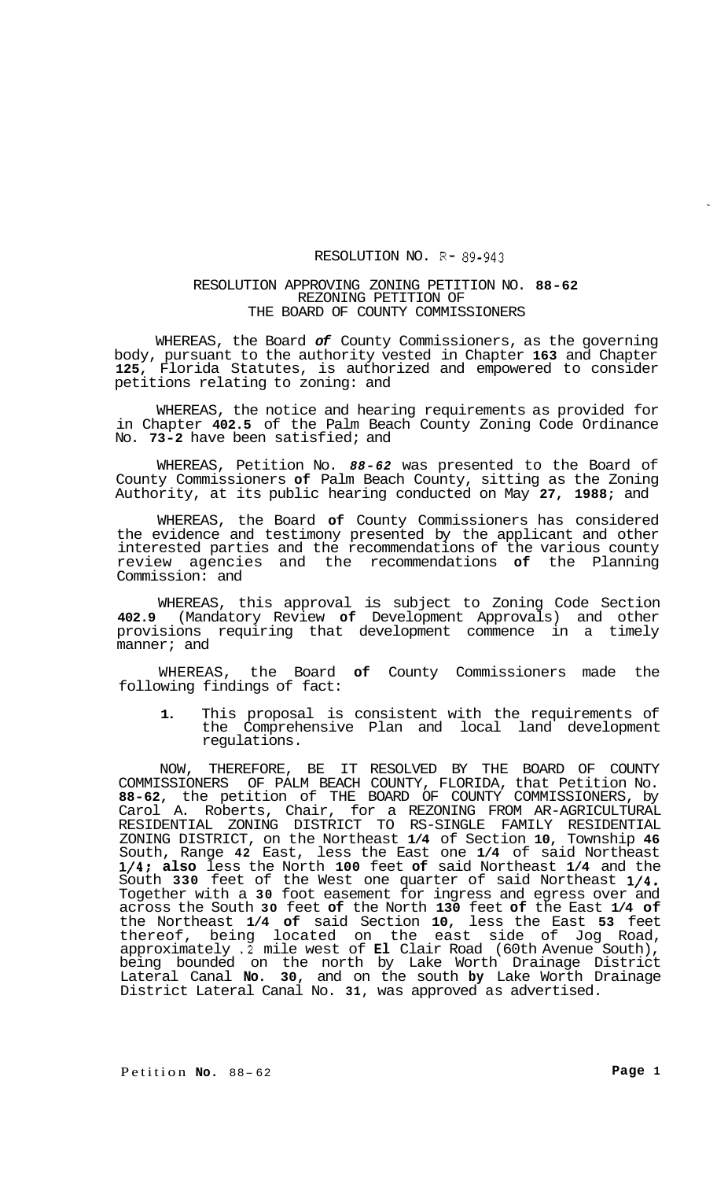RESOLUTION NO. R- 89-943

RESOLUTION APPROVING ZONING PETITION NO. 88-62
REZONING PETITION OF
THE BOARD OF COUNTY COMMISSIONERS

WHEREAS, the Board of County Commissioners, as the governing body, pursuant to the authority vested in Chapter 163 and Chapter 125, Florida Statutes, is authorized and empowered to consider petitions relating to zoning: and

WHEREAS, the notice and hearing requirements as provided for in Chapter 402.5 of the Palm Beach County Zoning Code Ordinance No. 73-2 have been satisfied; and

WHEREAS, Petition No. 88-62 was presented to the Board of County Commissioners of Palm Beach County, sitting as the Zoning Authority, at its public hearing conducted on May 27, 1988; and

WHEREAS, the Board of County Commissioners has considered the evidence and testimony presented by the applicant and other interested parties and the recommendations of the various county review agencies and the recommendations of the Planning Commission: and

WHEREAS, this approval is subject to Zoning Code Section 402.9 (Mandatory Review of Development Approvals) and other provisions requiring that development commence in a timely manner; and

WHEREAS, the Board of County Commissioners made the following findings of fact:

1. This proposal is consistent with the requirements of the Comprehensive Plan and local land development regulations.

NOW, THEREFORE, BE IT RESOLVED BY THE BOARD OF COUNTY COMMISSIONERS OF PALM BEACH COUNTY, FLORIDA, that Petition No. 88-62, the petition of THE BOARD OF COUNTY COMMISSIONERS, by Carol A. Roberts, Chair, for a REZONING FROM AR-AGRICULTURAL RESIDENTIAL ZONING DISTRICT TO RS-SINGLE FAMILY RESIDENTIAL ZONING DISTRICT, on the Northeast 1/4 of Section 10, Township 46 South, Range 42 East, less the East one 1/4 of said Northeast 1/4; also less the North 100 feet of said Northeast 1/4 and the South 330 feet of the West one quarter of said Northeast 1/4. Together with a 30 foot easement for ingress and egress over and across the South 30 feet of the North 130 feet of the East 1/4 of the Northeast 1/4 of said Section 10, less the East 53 feet thereof, being located on the east side of Jog Road, approximately .2 mile west of El Clair Road (60th Avenue South), being bounded on the north by Lake Worth Drainage District Lateral Canal No. 30, and on the south by Lake Worth Drainage District Lateral Canal No. 31, was approved as advertised.

Petition No. 88-62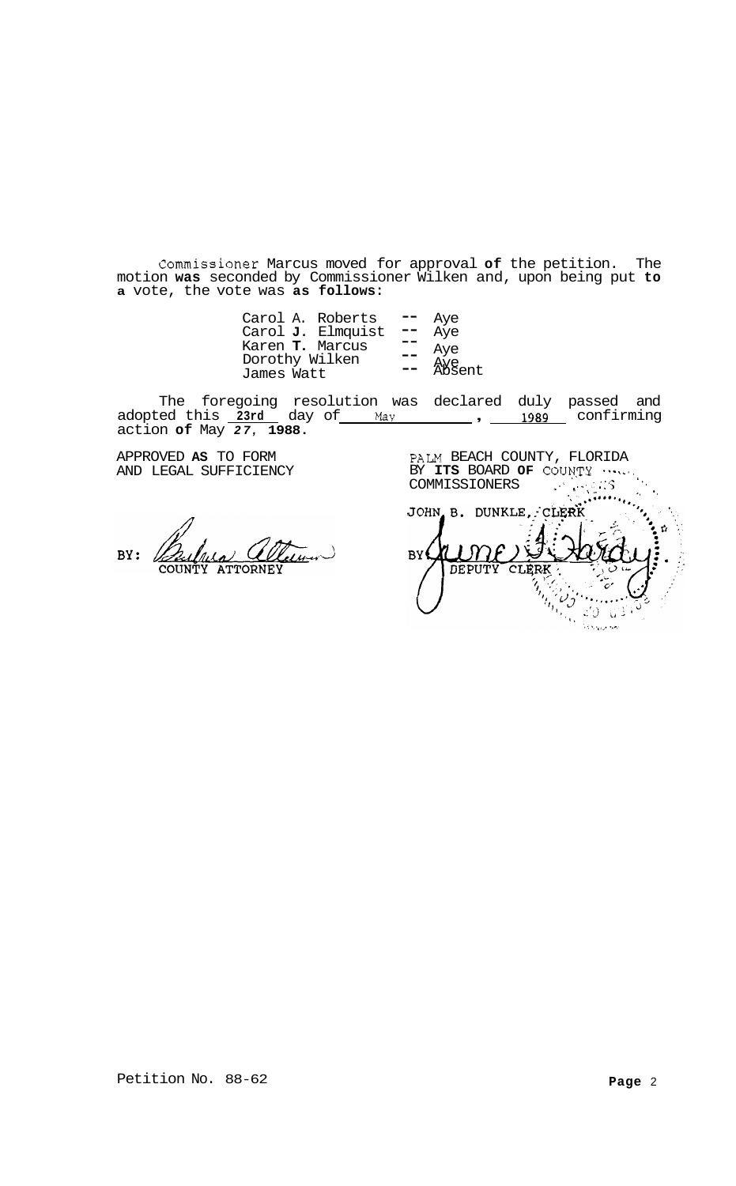Commissioner Marcus moved for approval of the petition. The motion was seconded by Commissioner Wilken and, upon being put to a vote, the vote was as follows:

| | | |
|---|---|---|
| Carol A. Roberts | -- | Aye |
| Carol J. Elmquist | -- | Aye |
| Karen T. Marcus | -- | Aye |
| Dorothy Wilken | -- | Aye |
| James Watt | -- | Absent |

The foregoing resolution was declared duly passed and adopted this 23rd day of May, 1989 confirming action of May 27, 1988.

APPROVED AS TO FORM
AND LEGAL SUFFICIENCY

BY: COUNTY ATTORNEY

PALM BEACH COUNTY, FLORIDA
BY ITS BOARD OF COUNTY
COMMISSIONERS

JOHN B. DUNKLE, CLERK

BY: DEPUTY CLERK

Petition No. 88-62